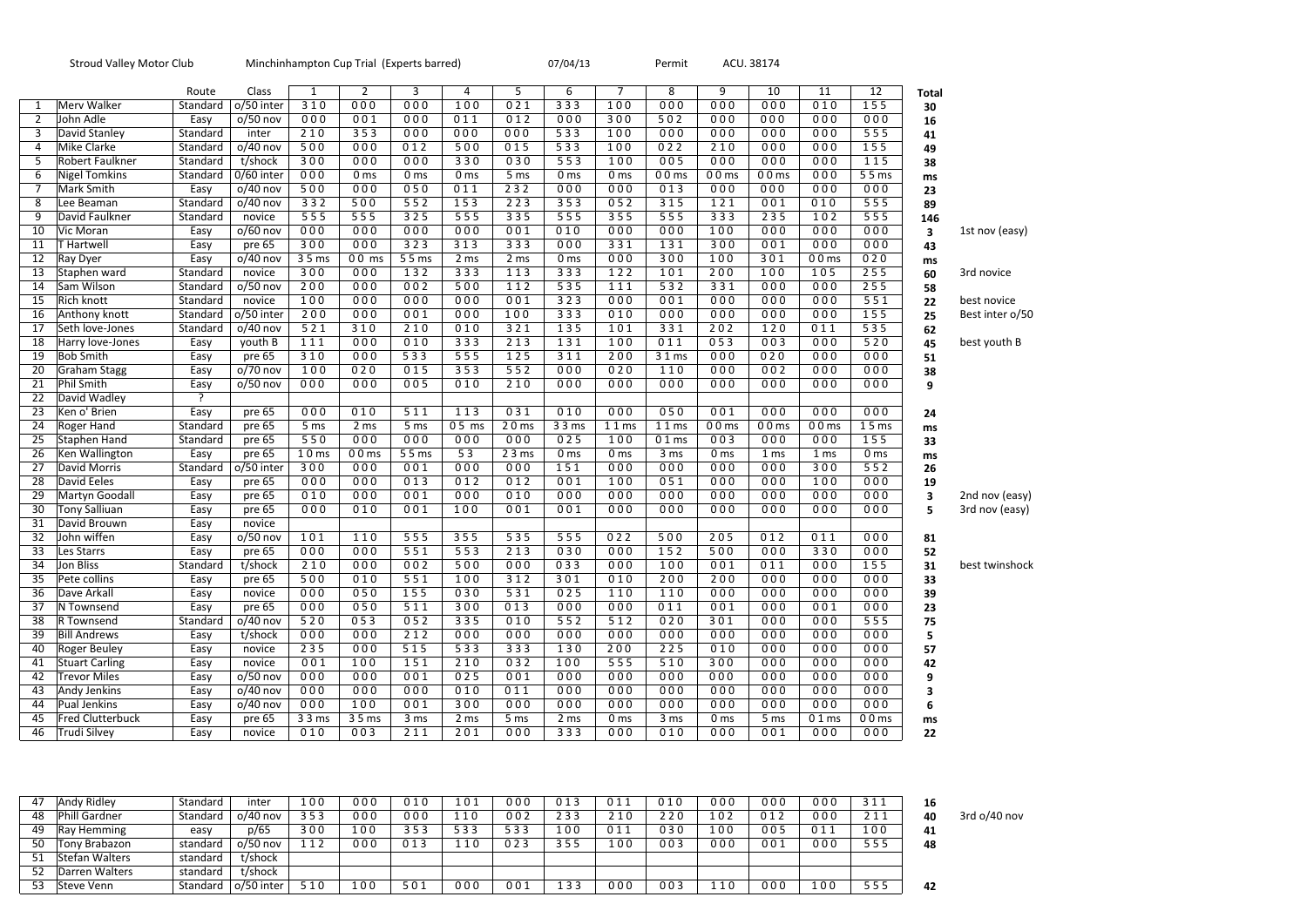Stroud Valley Motor Club   Minchinhampton Cup Trial (Experts barred)   07/04/13   Permit   ACU. 38174

| | | Route | Class | 1 | 2 | 3 | 4 | 5 | 6 | 7 | 8 | 9 | 10 | 11 | 12 | Total | |
|---|---|---|---|---|---|---|---|---|---|---|---|---|---|---|---|---|---|
| 1 | Merv Walker | Standard | o/50 inter | 3 1 0 | 0 0 0 | 0 0 0 | 1 0 0 | 0 2 1 | 3 3 3 | 1 0 0 | 0 0 0 | 0 0 0 | 0 0 0 | 0 1 0 | 1 5 5 | 30 | |
| 2 | John Adle | Easy | o/50 nov | 0 0 0 | 0 0 1 | 0 0 0 | 0 1 1 | 0 1 2 | 0 0 0 | 3 0 0 | 5 0 2 | 0 0 0 | 0 0 0 | 0 0 0 | 0 0 0 | 16 | |
| 3 | David Stanley | Standard | inter | 2 1 0 | 3 5 3 | 0 0 0 | 0 0 0 | 0 0 0 | 5 3 3 | 1 0 0 | 0 0 0 | 0 0 0 | 0 0 0 | 0 0 0 | 5 5 5 | 41 | |
| 4 | Mike Clarke | Standard | o/40 nov | 5 0 0 | 0 0 0 | 0 1 2 | 5 0 0 | 0 1 5 | 5 3 3 | 1 0 0 | 0 2 2 | 2 1 0 | 0 0 0 | 0 0 0 | 1 5 5 | 49 | |
| 5 | Robert Faulkner | Standard | t/shock | 3 0 0 | 0 0 0 | 0 0 0 | 3 3 0 | 0 3 0 | 5 5 3 | 1 0 0 | 0 0 5 | 0 0 0 | 0 0 0 | 0 0 0 | 1 1 5 | 38 | |
| 6 | Nigel Tomkins | Standard | 0/60 inter | 0 0 0 | 0 ms | 0 ms | 0 ms | 5 ms | 0 ms | 0 ms | 0 0 ms | 0 0 ms | 0 0 ms | 0 0 0 | 5 5 ms | ms | |
| 7 | Mark Smith | Easy | o/40 nov | 5 0 0 | 0 0 0 | 0 5 0 | 0 1 1 | 2 3 2 | 0 0 0 | 0 0 0 | 0 1 3 | 0 0 0 | 0 0 0 | 0 0 0 | 0 0 0 | 23 | |
| 8 | Lee Beaman | Standard | o/40 nov | 3 3 2 | 5 0 0 | 5 5 2 | 1 5 3 | 2 2 3 | 3 5 3 | 0 5 2 | 3 1 5 | 1 2 1 | 0 0 1 | 0 1 0 | 5 5 5 | 89 | |
| 9 | David Faulkner | Standard | novice | 5 5 5 | 5 5 5 | 3 2 5 | 5 5 5 | 3 3 5 | 5 5 5 | 3 5 5 | 5 5 5 | 3 3 3 | 2 3 5 | 1 0 2 | 5 5 5 | 146 | |
| 10 | Vic Moran | Easy | o/60 nov | 0 0 0 | 0 0 0 | 0 0 0 | 0 0 0 | 0 0 1 | 0 1 0 | 0 0 0 | 0 0 0 | 1 0 0 | 0 0 0 | 0 0 0 | 0 0 0 | 3 | 1st nov (easy) |
| 11 | T Hartwell | Easy | pre 65 | 3 0 0 | 0 0 0 | 3 2 3 | 3 1 3 | 3 3 3 | 0 0 0 | 3 3 1 | 1 3 1 | 3 0 0 | 0 0 1 | 0 0 0 | 0 0 0 | 43 | |
| 12 | Ray Dyer | Easy | o/40 nov | 3 5 ms | 0 0 ms | 5 5 ms | 2 ms | 2 ms | 0 ms | 0 0 0 | 3 0 0 | 1 0 0 | 3 0 1 | 0 0 ms | 0 2 0 | ms | |
| 13 | Staphen ward | Standard | novice | 3 0 0 | 0 0 0 | 1 3 2 | 3 3 3 | 1 1 3 | 3 3 3 | 1 2 2 | 1 0 1 | 2 0 0 | 1 0 0 | 1 0 5 | 2 5 5 | 60 | 3rd novice |
| 14 | Sam Wilson | Standard | o/50 nov | 2 0 0 | 0 0 0 | 0 0 2 | 5 0 0 | 1 1 2 | 5 3 5 | 1 1 1 | 5 3 2 | 3 3 1 | 0 0 0 | 0 0 0 | 2 5 5 | 58 | |
| 15 | Rich knott | Standard | novice | 1 0 0 | 0 0 0 | 0 0 0 | 0 0 0 | 0 0 1 | 3 2 3 | 0 0 0 | 0 0 1 | 0 0 0 | 0 0 0 | 0 0 0 | 5 5 1 | 22 | best novice |
| 16 | Anthony knott | Standard | o/50 inter | 2 0 0 | 0 0 0 | 0 0 1 | 0 0 0 | 1 0 0 | 3 3 3 | 0 1 0 | 0 0 0 | 0 0 0 | 0 0 0 | 0 0 0 | 1 5 5 | 25 | Best inter o/50 |
| 17 | Seth love-Jones | Standard | o/40 nov | 5 2 1 | 3 1 0 | 2 1 0 | 0 1 0 | 3 2 1 | 1 3 5 | 1 0 1 | 3 3 1 | 2 0 2 | 1 2 0 | 0 1 1 | 5 3 5 | 62 | |
| 18 | Harry love-Jones | Easy | youth B | 1 1 1 | 0 0 0 | 0 1 0 | 3 3 3 | 2 1 3 | 1 3 1 | 1 0 0 | 0 1 1 | 0 5 3 | 0 0 3 | 0 0 0 | 5 2 0 | 45 | best youth B |
| 19 | Bob Smith | Easy | pre 65 | 3 1 0 | 0 0 0 | 5 3 3 | 5 5 5 | 1 2 5 | 3 1 1 | 2 0 0 | 3 1 ms | 0 0 0 | 0 2 0 | 0 0 0 | 0 0 0 | 51 | |
| 20 | Graham Stagg | Easy | o/70 nov | 1 0 0 | 0 2 0 | 0 1 5 | 3 5 3 | 5 5 2 | 0 0 0 | 0 2 0 | 1 1 0 | 0 0 0 | 0 0 2 | 0 0 0 | 0 0 0 | 38 | |
| 21 | Phil Smith | Easy | o/50 nov | 0 0 0 | 0 0 0 | 0 0 5 | 0 1 0 | 2 1 0 | 0 0 0 | 0 0 0 | 0 0 0 | 0 0 0 | 0 0 0 | 0 0 0 | 0 0 0 | 9 | |
| 22 | David Wadley | ? | | | | | | | | | | | | | | | |
| 23 | Ken o' Brien | Easy | pre 65 | 0 0 0 | 0 1 0 | 5 1 1 | 1 1 3 | 0 3 1 | 0 1 0 | 0 0 0 | 0 5 0 | 0 0 1 | 0 0 0 | 0 0 0 | 0 0 0 | 24 | |
| 24 | Roger Hand | Standard | pre 65 | 5 ms | 2 ms | 5 ms | 0 5 ms | 2 0 ms | 3 3 ms | 1 1 ms | 1 1 ms | 0 0 ms | 0 0 ms | 0 0 ms | 1 5 ms | ms | |
| 25 | Staphen Hand | Standard | pre 65 | 5 5 0 | 0 0 0 | 0 0 0 | 0 0 0 | 0 0 0 | 0 2 5 | 1 0 0 | 0 1 ms | 0 0 3 | 0 0 0 | 0 0 0 | 1 5 5 | 33 | |
| 26 | Ken Wallington | Easy | pre 65 | 1 0 ms | 0 0 ms | 5 5 ms | 5 3 | 2 3 ms | 0 ms | 0 ms | 3 ms | 0 ms | 1 ms | 1 ms | 0 ms | ms | |
| 27 | David Morris | Standard | o/50 inter | 3 0 0 | 0 0 0 | 0 0 1 | 0 0 0 | 0 0 0 | 1 5 1 | 0 0 0 | 0 0 0 | 0 0 0 | 0 0 0 | 3 0 0 | 5 5 2 | 26 | |
| 28 | David Eeles | Easy | pre 65 | 0 0 0 | 0 0 0 | 0 1 3 | 0 1 2 | 0 1 2 | 0 0 1 | 1 0 0 | 0 5 1 | 0 0 0 | 0 0 0 | 1 0 0 | 0 0 0 | 19 | |
| 29 | Martyn Goodall | Easy | pre 65 | 0 1 0 | 0 0 0 | 0 0 1 | 0 0 0 | 0 1 0 | 0 0 0 | 0 0 0 | 0 0 0 | 0 0 0 | 0 0 0 | 0 0 0 | 0 0 0 | 3 | 2nd nov (easy) |
| 30 | Tony Salliuan | Easy | pre 65 | 0 0 0 | 0 1 0 | 0 0 1 | 1 0 0 | 0 0 1 | 0 0 1 | 0 0 0 | 0 0 0 | 0 0 0 | 0 0 0 | 0 0 0 | 0 0 0 | 5 | 3rd nov (easy) |
| 31 | David Brouwn | Easy | novice | | | | | | | | | | | | | | |
| 32 | John wiffen | Easy | o/50 nov | 1 0 1 | 1 1 0 | 5 5 5 | 3 5 5 | 5 3 5 | 5 5 5 | 0 2 2 | 5 0 0 | 2 0 5 | 0 1 2 | 0 1 1 | 0 0 0 | 81 | |
| 33 | Les Starrs | Easy | pre 65 | 0 0 0 | 0 0 0 | 5 5 1 | 5 5 3 | 2 1 3 | 0 3 0 | 0 0 0 | 1 5 2 | 5 0 0 | 0 0 0 | 3 3 0 | 0 0 0 | 52 | |
| 34 | Jon Bliss | Standard | t/shock | 2 1 0 | 0 0 0 | 0 0 2 | 5 0 0 | 0 0 0 | 0 3 3 | 0 0 0 | 1 0 0 | 0 0 1 | 0 1 1 | 0 0 0 | 1 5 5 | 31 | best twinshock |
| 35 | Pete collins | Easy | pre 65 | 5 0 0 | 0 1 0 | 5 5 1 | 1 0 0 | 3 1 2 | 3 0 1 | 0 1 0 | 2 0 0 | 2 0 0 | 0 0 0 | 0 0 0 | 0 0 0 | 33 | |
| 36 | Dave Arkall | Easy | novice | 0 0 0 | 0 5 0 | 1 5 5 | 0 3 0 | 5 3 1 | 0 2 5 | 1 1 0 | 1 1 0 | 0 0 0 | 0 0 0 | 0 0 0 | 0 0 0 | 39 | |
| 37 | N Townsend | Easy | pre 65 | 0 0 0 | 0 5 0 | 5 1 1 | 3 0 0 | 0 1 3 | 0 0 0 | 0 0 0 | 0 1 1 | 0 0 1 | 0 0 0 | 0 0 1 | 0 0 0 | 23 | |
| 38 | R Townsend | Standard | o/40 nov | 5 2 0 | 0 5 3 | 0 5 2 | 3 3 5 | 0 1 0 | 5 5 2 | 5 1 2 | 0 2 0 | 3 0 1 | 0 0 0 | 0 0 0 | 5 5 5 | 75 | |
| 39 | Bill Andrews | Easy | t/shock | 0 0 0 | 0 0 0 | 2 1 2 | 0 0 0 | 0 0 0 | 0 0 0 | 0 0 0 | 0 0 0 | 0 0 0 | 0 0 0 | 0 0 0 | 0 0 0 | 5 | |
| 40 | Roger Beuley | Easy | novice | 2 3 5 | 0 0 0 | 5 1 5 | 5 3 3 | 3 3 3 | 1 3 0 | 2 0 0 | 2 2 5 | 0 1 0 | 0 0 0 | 0 0 0 | 0 0 0 | 57 | |
| 41 | Stuart Carling | Easy | novice | 0 0 1 | 1 0 0 | 1 5 1 | 2 1 0 | 0 3 2 | 1 0 0 | 5 5 5 | 5 1 0 | 3 0 0 | 0 0 0 | 0 0 0 | 0 0 0 | 42 | |
| 42 | Trevor Miles | Easy | o/50 nov | 0 0 0 | 0 0 0 | 0 0 1 | 0 2 5 | 0 0 1 | 0 0 0 | 0 0 0 | 0 0 0 | 0 0 0 | 0 0 0 | 0 0 0 | 0 0 0 | 9 | |
| 43 | Andy Jenkins | Easy | o/40 nov | 0 0 0 | 0 0 0 | 0 0 0 | 0 1 0 | 0 1 1 | 0 0 0 | 0 0 0 | 0 0 0 | 0 0 0 | 0 0 0 | 0 0 0 | 0 0 0 | 3 | |
| 44 | Pual Jenkins | Easy | o/40 nov | 0 0 0 | 1 0 0 | 0 0 1 | 3 0 0 | 0 0 0 | 0 0 0 | 0 0 0 | 0 0 0 | 0 0 0 | 0 0 0 | 0 0 0 | 0 0 0 | 6 | |
| 45 | Fred Clutterbuck | Easy | pre 65 | 3 3 ms | 3 5 ms | 3 ms | 2 ms | 5 ms | 2 ms | 0 ms | 3 ms | 0 ms | 5 ms | 0 1 ms | 0 0 ms | ms | |
| 46 | Trudi Silvey | Easy | novice | 0 1 0 | 0 0 3 | 2 1 1 | 2 0 1 | 0 0 0 | 3 3 3 | 0 0 0 | 0 1 0 | 0 0 0 | 0 0 1 | 0 0 0 | 0 0 0 | 22 | |
| 47 | Andy Ridley | Standard | inter | 1 0 0 | 0 0 0 | 0 1 0 | 1 0 1 | 0 0 0 | 0 1 3 | 0 1 1 | 0 1 0 | 0 0 0 | 0 0 0 | 0 0 0 | 3 1 1 | 16 | |
| 48 | Phill Gardner | Standard | o/40 nov | 3 5 3 | 0 0 0 | 0 0 0 | 1 1 0 | 0 0 2 | 2 3 3 | 2 1 0 | 2 2 0 | 1 0 2 | 0 1 2 | 0 0 0 | 2 1 1 | 40 | 3rd o/40 nov |
| 49 | Ray Hemming | easy | p/65 | 3 0 0 | 1 0 0 | 3 5 3 | 5 3 3 | 5 3 3 | 1 0 0 | 0 1 1 | 0 3 0 | 1 0 0 | 0 0 5 | 0 1 1 | 1 0 0 | 41 | |
| 50 | Tony Brabazon | standard | o/50 nov | 1 1 2 | 0 0 0 | 0 1 3 | 1 1 0 | 0 2 3 | 3 5 5 | 1 0 0 | 0 0 3 | 0 0 0 | 0 0 1 | 0 0 0 | 5 5 5 | 48 | |
| 51 | Stefan Walters | standard | t/shock | | | | | | | | | | | | | | |
| 52 | Darren Walters | standard | t/shock | | | | | | | | | | | | | | |
| 53 | Steve Venn | Standard | o/50 inter | 5 1 0 | 1 0 0 | 5 0 1 | 0 0 0 | 0 0 1 | 1 3 3 | 0 0 0 | 0 0 3 | 1 1 0 | 0 0 0 | 1 0 0 | 5 5 5 | 42 | |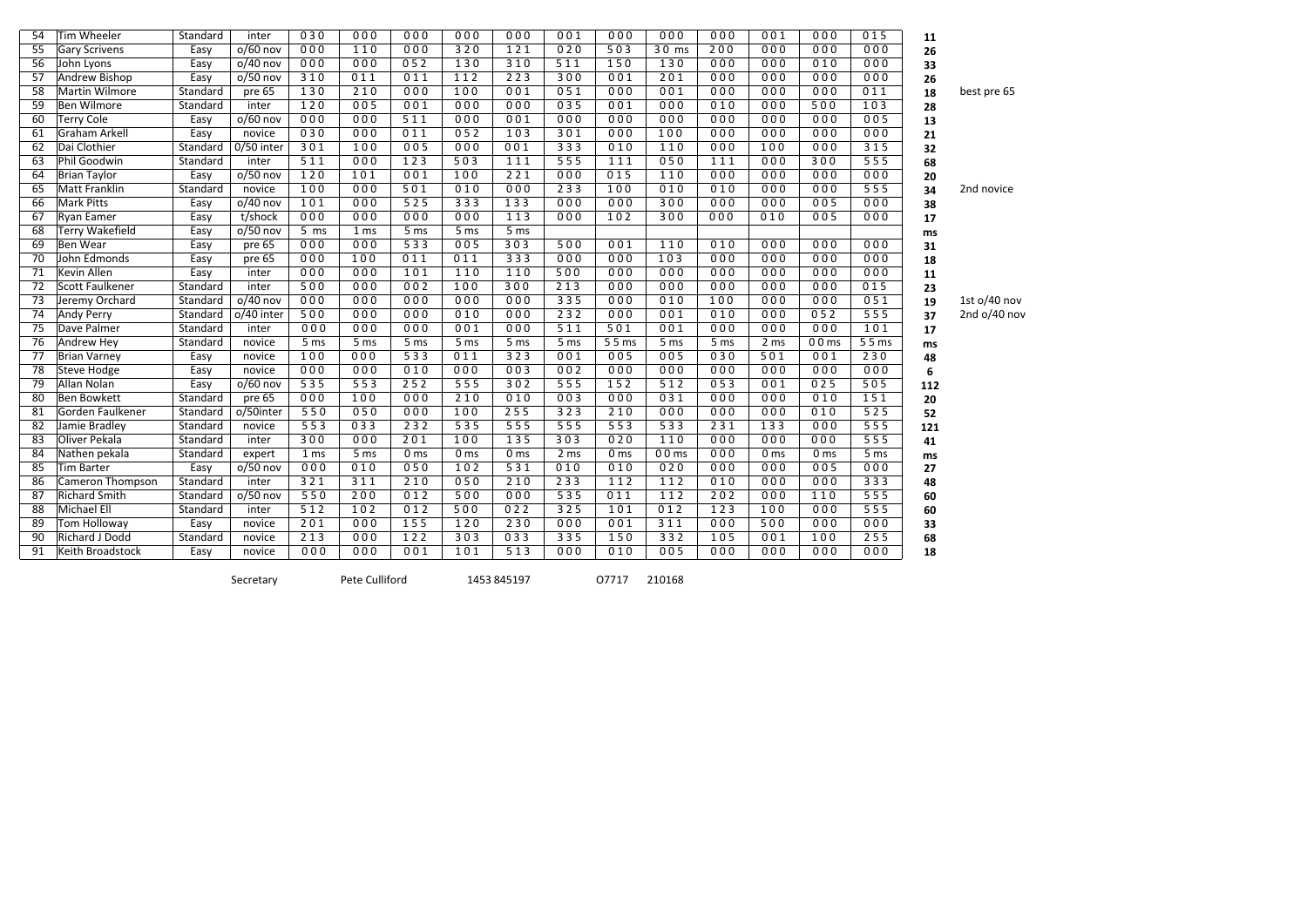| | | | | | | | | | | | | | | | | | | |
|---|---|---|---|---|---|---|---|---|---|---|---|---|---|---|---|---|---|---|
| 54 | Tim Wheeler | Standard | inter | 0 3 0 | 0 0 0 | 0 0 0 | 0 0 0 | 0 0 0 | 0 0 1 | 0 0 0 | 0 0 0 | 0 0 0 | 0 0 1 | 0 0 0 | 0 1 5 | **11** | |
| 55 | Gary Scrivens | Easy | o/60 nov | 0 0 0 | 1 1 0 | 0 0 0 | 3 2 0 | 1 2 1 | 0 2 0 | 5 0 3 | 3 0 ms | 2 0 0 | 0 0 0 | 0 0 0 | 0 0 0 | **26** | |
| 56 | John Lyons | Easy | o/40 nov | 0 0 0 | 0 0 0 | 0 5 2 | 1 3 0 | 3 1 0 | 5 1 1 | 1 5 0 | 1 3 0 | 0 0 0 | 0 0 0 | 0 1 0 | 0 0 0 | **33** | |
| 57 | Andrew Bishop | Easy | o/50 nov | 3 1 0 | 0 1 1 | 0 1 1 | 1 1 2 | 2 2 3 | 3 0 0 | 0 0 1 | 2 0 1 | 0 0 0 | 0 0 0 | 0 0 0 | 0 0 0 | **26** | |
| 58 | Martin Wilmore | Standard | pre 65 | 1 3 0 | 2 1 0 | 0 0 0 | 1 0 0 | 0 0 1 | 0 5 1 | 0 0 0 | 0 0 1 | 0 0 0 | 0 0 0 | 0 0 0 | 0 1 1 | **18** | best pre 65 |
| 59 | Ben Wilmore | Standard | inter | 1 2 0 | 0 0 5 | 0 0 1 | 0 0 0 | 0 0 0 | 0 3 5 | 0 0 1 | 0 0 0 | 0 1 0 | 0 0 0 | 5 0 0 | 1 0 3 | **28** | |
| 60 | Terry Cole | Easy | o/60 nov | 0 0 0 | 0 0 0 | 5 1 1 | 0 0 0 | 0 0 1 | 0 0 0 | 0 0 0 | 0 0 0 | 0 0 0 | 0 0 0 | 0 0 0 | 0 0 5 | **13** | |
| 61 | Graham Arkell | Easy | novice | 0 3 0 | 0 0 0 | 0 1 1 | 0 5 2 | 1 0 3 | 3 0 1 | 0 0 0 | 1 0 0 | 0 0 0 | 0 0 0 | 0 0 0 | 0 0 0 | **21** | |
| 62 | Dai Clothier | Standard | 0/50 inter | 3 0 1 | 1 0 0 | 0 0 5 | 0 0 0 | 0 0 1 | 3 3 3 | 0 1 0 | 1 1 0 | 0 0 0 | 1 0 0 | 0 0 0 | 3 1 5 | **32** | |
| 63 | Phil Goodwin | Standard | inter | 5 1 1 | 0 0 0 | 1 2 3 | 5 0 3 | 1 1 1 | 5 5 5 | 1 1 1 | 0 5 0 | 1 1 1 | 0 0 0 | 3 0 0 | 5 5 5 | **68** | |
| 64 | Brian Taylor | Easy | o/50 nov | 1 2 0 | 1 0 1 | 0 0 1 | 1 0 0 | 2 2 1 | 0 0 0 | 0 1 5 | 1 1 0 | 0 0 0 | 0 0 0 | 0 0 0 | 0 0 0 | **20** | |
| 65 | Matt Franklin | Standard | novice | 1 0 0 | 0 0 0 | 5 0 1 | 0 1 0 | 0 0 0 | 2 3 3 | 1 0 0 | 0 1 0 | 0 1 0 | 0 0 0 | 0 0 0 | 5 5 5 | **34** | 2nd novice |
| 66 | Mark Pitts | Easy | o/40 nov | 1 0 1 | 0 0 0 | 5 2 5 | 3 3 3 | 1 3 3 | 0 0 0 | 0 0 0 | 3 0 0 | 0 0 0 | 0 0 0 | 0 0 5 | 0 0 0 | **38** | |
| 67 | Ryan Eamer | Easy | t/shock | 0 0 0 | 0 0 0 | 0 0 0 | 0 0 0 | 1 1 3 | 0 0 0 | 1 0 2 | 3 0 0 | 0 0 0 | 0 1 0 | 0 0 5 | 0 0 0 | **17** | |
| 68 | Terry Wakefield | Easy | o/50 nov | 5 ms | 1 ms | 5 ms | 5 ms | 5 ms | | | | | | | | **ms** | |
| 69 | Ben Wear | Easy | pre 65 | 0 0 0 | 0 0 0 | 5 3 3 | 0 0 5 | 3 0 3 | 5 0 0 | 0 0 1 | 1 1 0 | 0 1 0 | 0 0 0 | 0 0 0 | 0 0 0 | **31** | |
| 70 | John Edmonds | Easy | pre 65 | 0 0 0 | 1 0 0 | 0 1 1 | 0 1 1 | 3 3 3 | 0 0 0 | 0 0 0 | 1 0 3 | 0 0 0 | 0 0 0 | 0 0 0 | 0 0 0 | **18** | |
| 71 | Kevin Allen | Easy | inter | 0 0 0 | 0 0 0 | 1 0 1 | 1 1 0 | 1 1 0 | 5 0 0 | 0 0 0 | 0 0 0 | 0 0 0 | 0 0 0 | 0 0 0 | 0 0 0 | **11** | |
| 72 | Scott Faulkener | Standard | inter | 5 0 0 | 0 0 0 | 0 0 2 | 1 0 0 | 3 0 0 | 2 1 3 | 0 0 0 | 0 0 0 | 0 0 0 | 0 0 0 | 0 0 0 | 0 1 5 | **23** | |
| 73 | Jeremy Orchard | Standard | o/40 nov | 0 0 0 | 0 0 0 | 0 0 0 | 0 0 0 | 0 0 0 | 3 3 5 | 0 0 0 | 0 1 0 | 1 0 0 | 0 0 0 | 0 0 0 | 0 5 1 | **19** | 1st o/40 nov |
| 74 | Andy Perry | Standard | o/40 inter | 5 0 0 | 0 0 0 | 0 0 0 | 0 1 0 | 0 0 0 | 2 3 2 | 0 0 0 | 0 0 1 | 0 1 0 | 0 0 0 | 0 5 2 | 5 5 5 | **37** | 2nd o/40 nov |
| 75 | Dave Palmer | Standard | inter | 0 0 0 | 0 0 0 | 0 0 0 | 0 0 1 | 0 0 0 | 5 1 1 | 5 0 1 | 0 0 1 | 0 0 0 | 0 0 0 | 0 0 0 | 1 0 1 | **17** | |
| 76 | Andrew Hey | Standard | novice | 5 ms | 5 ms | 5 ms | 5 ms | 5 ms | 5 ms | 5 5 ms | 5 ms | 5 ms | 2 ms | 0 0 ms | 5 5 ms | **ms** | |
| 77 | Brian Varney | Easy | novice | 1 0 0 | 0 0 0 | 5 3 3 | 0 1 1 | 3 2 3 | 0 0 1 | 0 0 5 | 0 0 5 | 0 3 0 | 5 0 1 | 0 0 1 | 2 3 0 | **48** | |
| 78 | Steve Hodge | Easy | novice | 0 0 0 | 0 0 0 | 0 1 0 | 0 0 0 | 0 0 3 | 0 0 2 | 0 0 0 | 0 0 0 | 0 0 0 | 0 0 0 | 0 0 0 | 0 0 0 | **6** | |
| 79 | Allan Nolan | Easy | o/60 nov | 5 3 5 | 5 5 3 | 2 5 2 | 5 5 5 | 3 0 2 | 5 5 5 | 1 5 2 | 5 1 2 | 0 5 3 | 0 0 1 | 0 2 5 | 5 0 5 | **112** | |
| 80 | Ben Bowkett | Standard | pre 65 | 0 0 0 | 1 0 0 | 0 0 0 | 2 1 0 | 0 1 0 | 0 0 3 | 0 0 0 | 0 3 1 | 0 0 0 | 0 0 0 | 0 1 0 | 1 5 1 | **20** | |
| 81 | Gorden Faulkener | Standard | o/50inter | 5 5 0 | 0 5 0 | 0 0 0 | 1 0 0 | 2 5 5 | 3 2 3 | 2 1 0 | 0 0 0 | 0 0 0 | 0 0 0 | 0 1 0 | 5 2 5 | **52** | |
| 82 | Jamie Bradley | Standard | novice | 5 5 3 | 0 3 3 | 2 3 2 | 5 3 5 | 5 5 5 | 5 5 5 | 5 5 3 | 5 3 3 | 2 3 1 | 1 3 3 | 0 0 0 | 5 5 5 | **121** | |
| 83 | Oliver Pekala | Standard | inter | 3 0 0 | 0 0 0 | 2 0 1 | 1 0 0 | 1 3 5 | 3 0 3 | 0 2 0 | 1 1 0 | 0 0 0 | 0 0 0 | 0 0 0 | 5 5 5 | **41** | |
| 84 | Nathen pekala | Standard | expert | 1 ms | 5 ms | 0 ms | 0 ms | 0 ms | 2 ms | 0 ms | 0 0 ms | 0 0 0 | 0 ms | 0 ms | 5 ms | **ms** | |
| 85 | Tim Barter | Easy | o/50 nov | 0 0 0 | 0 1 0 | 0 5 0 | 1 0 2 | 5 3 1 | 0 1 0 | 0 1 0 | 0 2 0 | 0 0 0 | 0 0 0 | 0 0 5 | 0 0 0 | **27** | |
| 86 | Cameron Thompson | Standard | inter | 3 2 1 | 3 1 1 | 2 1 0 | 0 5 0 | 2 1 0 | 2 3 3 | 1 1 2 | 1 1 2 | 0 1 0 | 0 0 0 | 0 0 0 | 3 3 3 | **48** | |
| 87 | Richard Smith | Standard | o/50 nov | 5 5 0 | 2 0 0 | 0 1 2 | 5 0 0 | 0 0 0 | 5 3 5 | 0 1 1 | 1 1 2 | 2 0 2 | 0 0 0 | 1 1 0 | 5 5 5 | **60** | |
| 88 | Michael Ell | Standard | inter | 5 1 2 | 1 0 2 | 0 1 2 | 5 0 0 | 0 2 2 | 3 2 5 | 1 0 1 | 0 1 2 | 1 2 3 | 1 0 0 | 0 0 0 | 5 5 5 | **60** | |
| 89 | Tom Holloway | Easy | novice | 2 0 1 | 0 0 0 | 1 5 5 | 1 2 0 | 2 3 0 | 0 0 0 | 0 0 1 | 3 1 1 | 0 0 0 | 5 0 0 | 0 0 0 | 0 0 0 | **33** | |
| 90 | Richard J Dodd | Standard | novice | 2 1 3 | 0 0 0 | 1 2 2 | 3 0 3 | 0 3 3 | 3 3 5 | 1 5 0 | 3 3 2 | 1 0 5 | 0 0 1 | 1 0 0 | 2 5 5 | **68** | |
| 91 | Keith Broadstock | Easy | novice | 0 0 0 | 0 0 0 | 0 0 1 | 1 0 1 | 5 1 3 | 0 0 0 | 0 1 0 | 0 0 5 | 0 0 0 | 0 0 0 | 0 0 0 | 0 0 0 | **18** | |

Secretary Pete Culliford 1453 845197 O7717 210168